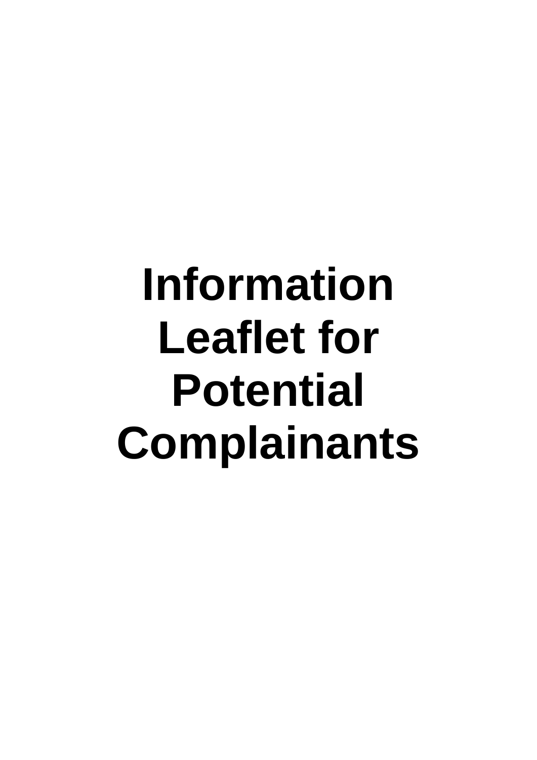# Information Leaflet for Potential Complainants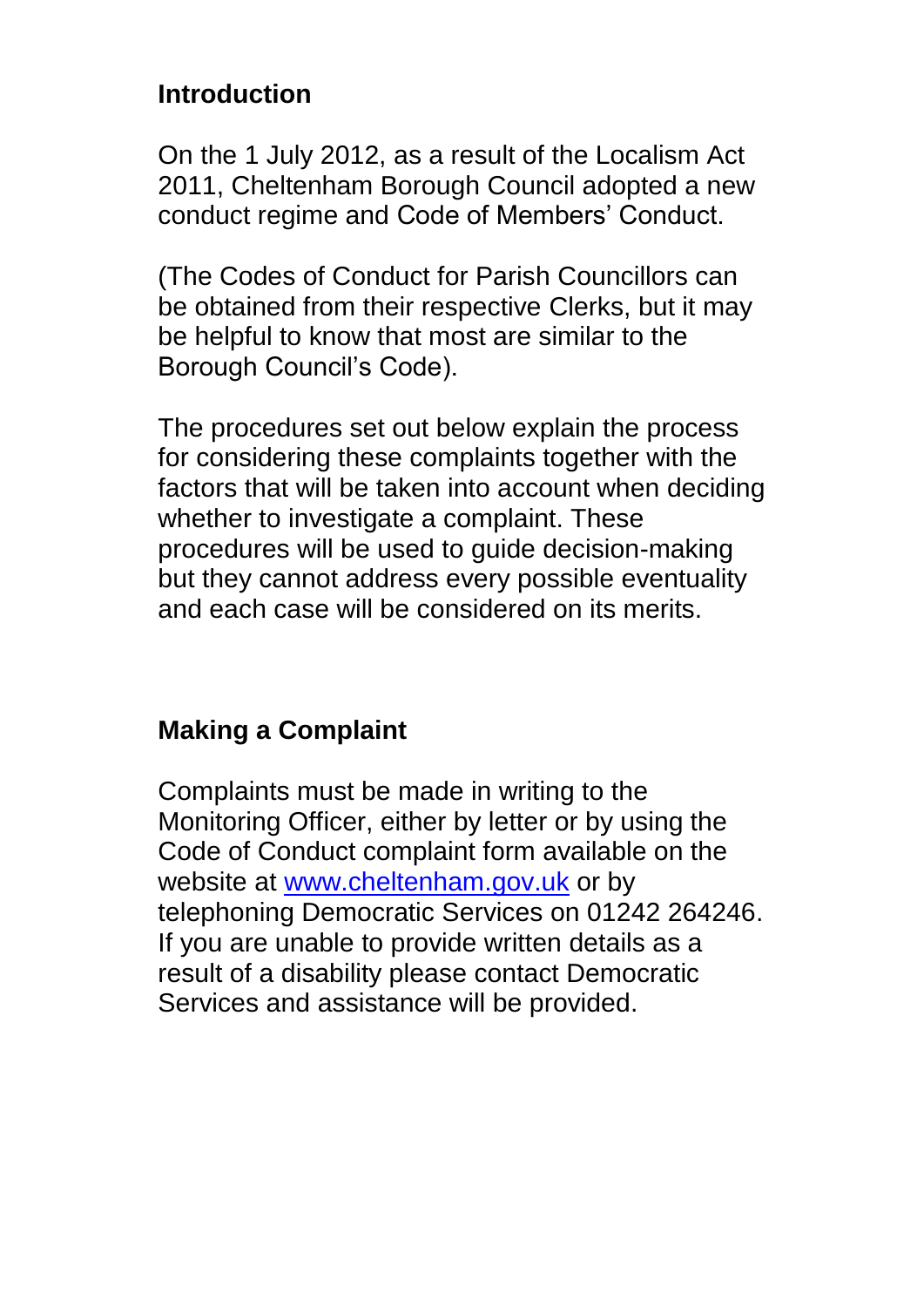## Introduction

On the 1 July 2012, as a result of the Localism Act 2011, Cheltenham Borough Council adopted a new conduct regime and Code of Members' Conduct.

(The Codes of Conduct for Parish Councillors can be obtained from their respective Clerks, but it may be helpful to know that most are similar to the Borough Council's Code).

The procedures set out below explain the process for considering these complaints together with the factors that will be taken into account when deciding whether to investigate a complaint. These procedures will be used to guide decision-making but they cannot address every possible eventuality and each case will be considered on its merits.

## Making a Complaint

Complaints must be made in writing to the Monitoring Officer, either by letter or by using the Code of Conduct complaint form available on the website at [www.cheltenham.gov.uk](http://www.cheltenham.gov.uk) or by telephoning Democratic Services on 01242 264246. If you are unable to provide written details as a result of a disability please contact Democratic Services and assistance will be provided.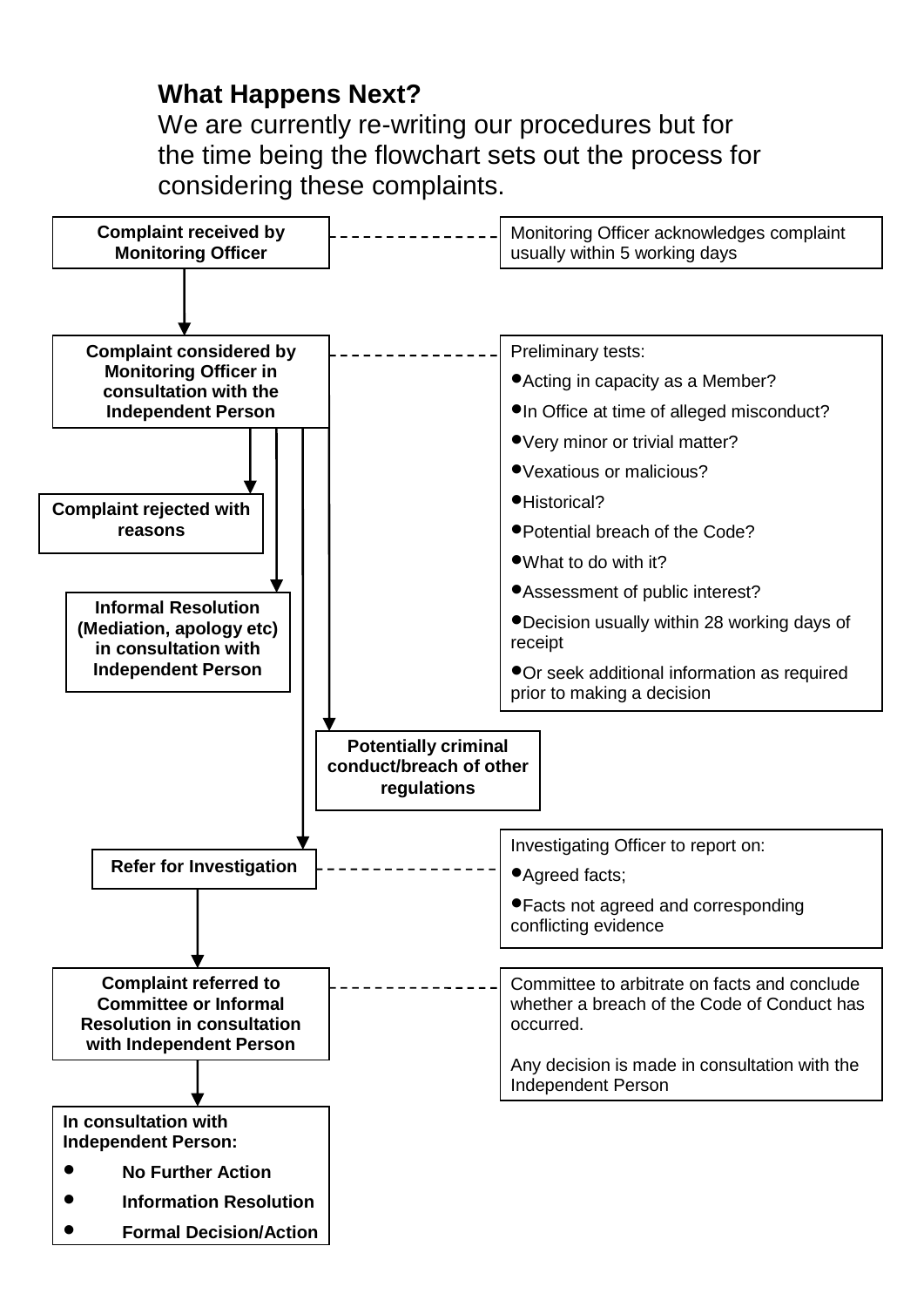**What Happens Next?**

We are currently re-writing our procedures but for the time being the flowchart sets out the process for considering these complaints.

**Complaint received by Monitoring Officer**

Monitoring Officer acknowledges complaint usually within 5 working days

**Complaint considered by Monitoring Officer in consultation with the Independent Person**

Preliminary tests:

- Acting in capacity as a Member?
- In Office at time of alleged misconduct?
- Very minor or trivial matter?
- Vexatious or malicious?
- Historical?
- Potential breach of the Code?
- What to do with it?
- Assessment of public interest?
- Decision usually within 28 working days of receipt
- Or seek additional information as required prior to making a decision

**Complaint rejected with reasons**

**Informal Resolution (Mediation, apology etc) in consultation with Independent Person**

**Potentially criminal conduct/breach of other regulations**

**Refer for Investigation**

Investigating Officer to report on:

- Agreed facts;
- Facts not agreed and corresponding conflicting evidence

**Complaint referred to Committee or Informal Resolution in consultation with Independent Person**

Committee to arbitrate on facts and conclude whether a breach of the Code of Conduct has occurred.

Any decision is made in consultation with the Independent Person

**In consultation with Independent Person:**

- **No Further Action**
- **Information Resolution**
- **Formal Decision/Action**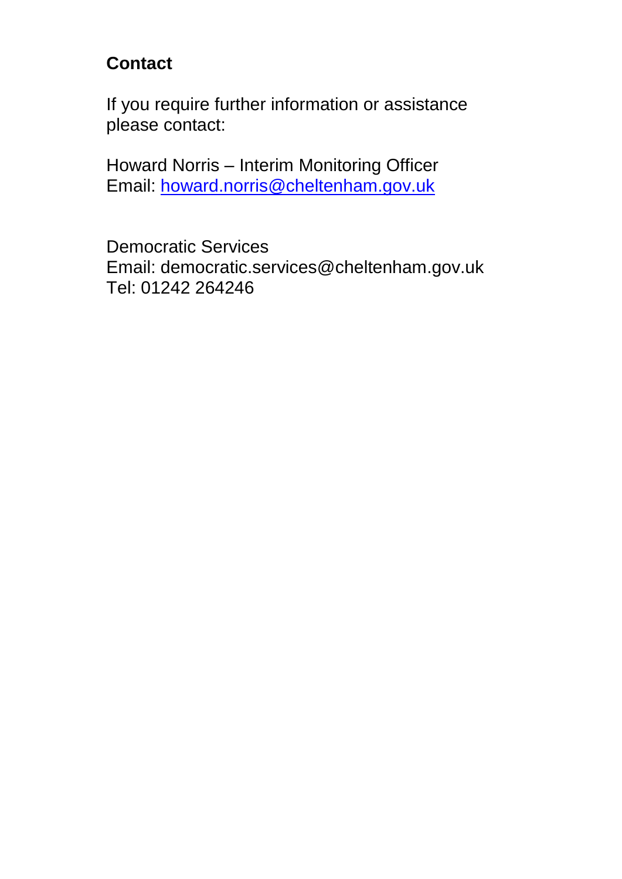## Contact

If you require further information or assistance please contact:

Howard Norris – Interim Monitoring Officer
Email: howard.norris@cheltenham.gov.uk

Democratic Services
Email: democratic.services@cheltenham.gov.uk
Tel: 01242 264246